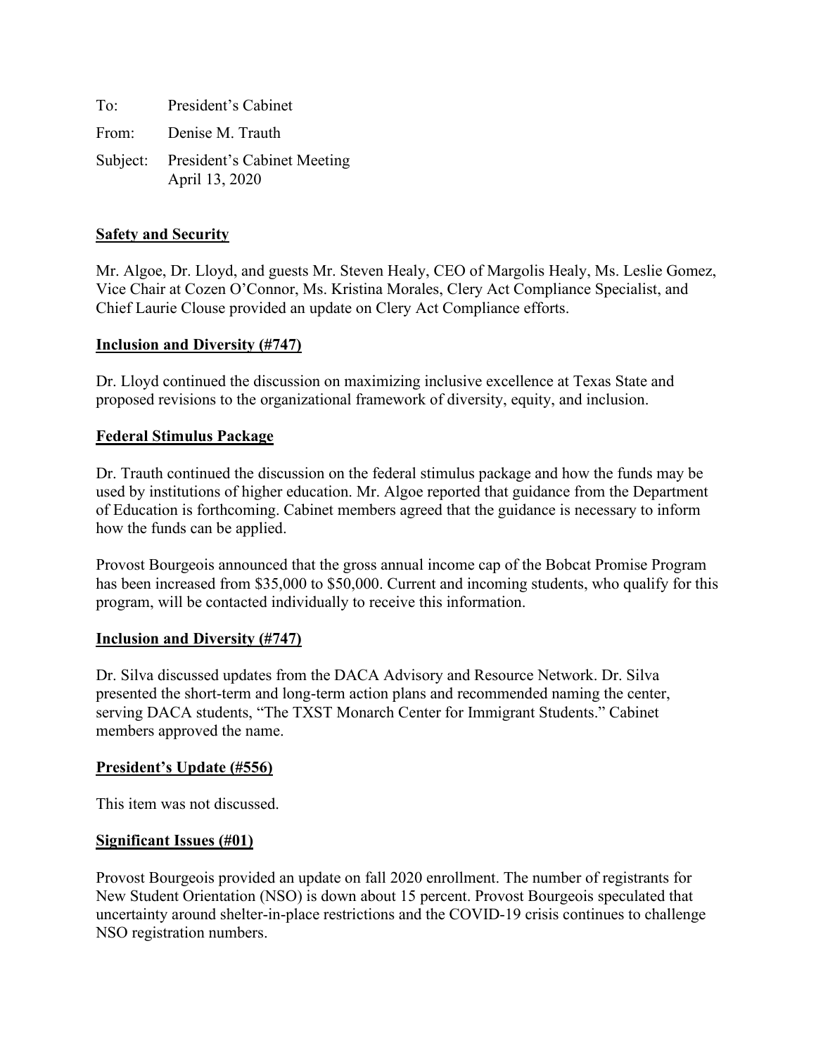To: President's Cabinet

From: Denise M. Trauth

Subject: President's Cabinet Meeting
April 13, 2020

**Safety and Security**

Mr. Algoe, Dr. Lloyd, and guests Mr. Steven Healy, CEO of Margolis Healy, Ms. Leslie Gomez, Vice Chair at Cozen O'Connor, Ms. Kristina Morales, Clery Act Compliance Specialist, and Chief Laurie Clouse provided an update on Clery Act Compliance efforts.

**Inclusion and Diversity (#747)**

Dr. Lloyd continued the discussion on maximizing inclusive excellence at Texas State and proposed revisions to the organizational framework of diversity, equity, and inclusion.

**Federal Stimulus Package**

Dr. Trauth continued the discussion on the federal stimulus package and how the funds may be used by institutions of higher education. Mr. Algoe reported that guidance from the Department of Education is forthcoming. Cabinet members agreed that the guidance is necessary to inform how the funds can be applied.

Provost Bourgeois announced that the gross annual income cap of the Bobcat Promise Program has been increased from $35,000 to $50,000. Current and incoming students, who qualify for this program, will be contacted individually to receive this information.

**Inclusion and Diversity (#747)**

Dr. Silva discussed updates from the DACA Advisory and Resource Network. Dr. Silva presented the short-term and long-term action plans and recommended naming the center, serving DACA students, "The TXST Monarch Center for Immigrant Students." Cabinet members approved the name.

**President's Update (#556)**

This item was not discussed.

**Significant Issues (#01)**

Provost Bourgeois provided an update on fall 2020 enrollment. The number of registrants for New Student Orientation (NSO) is down about 15 percent. Provost Bourgeois speculated that uncertainty around shelter-in-place restrictions and the COVID-19 crisis continues to challenge NSO registration numbers.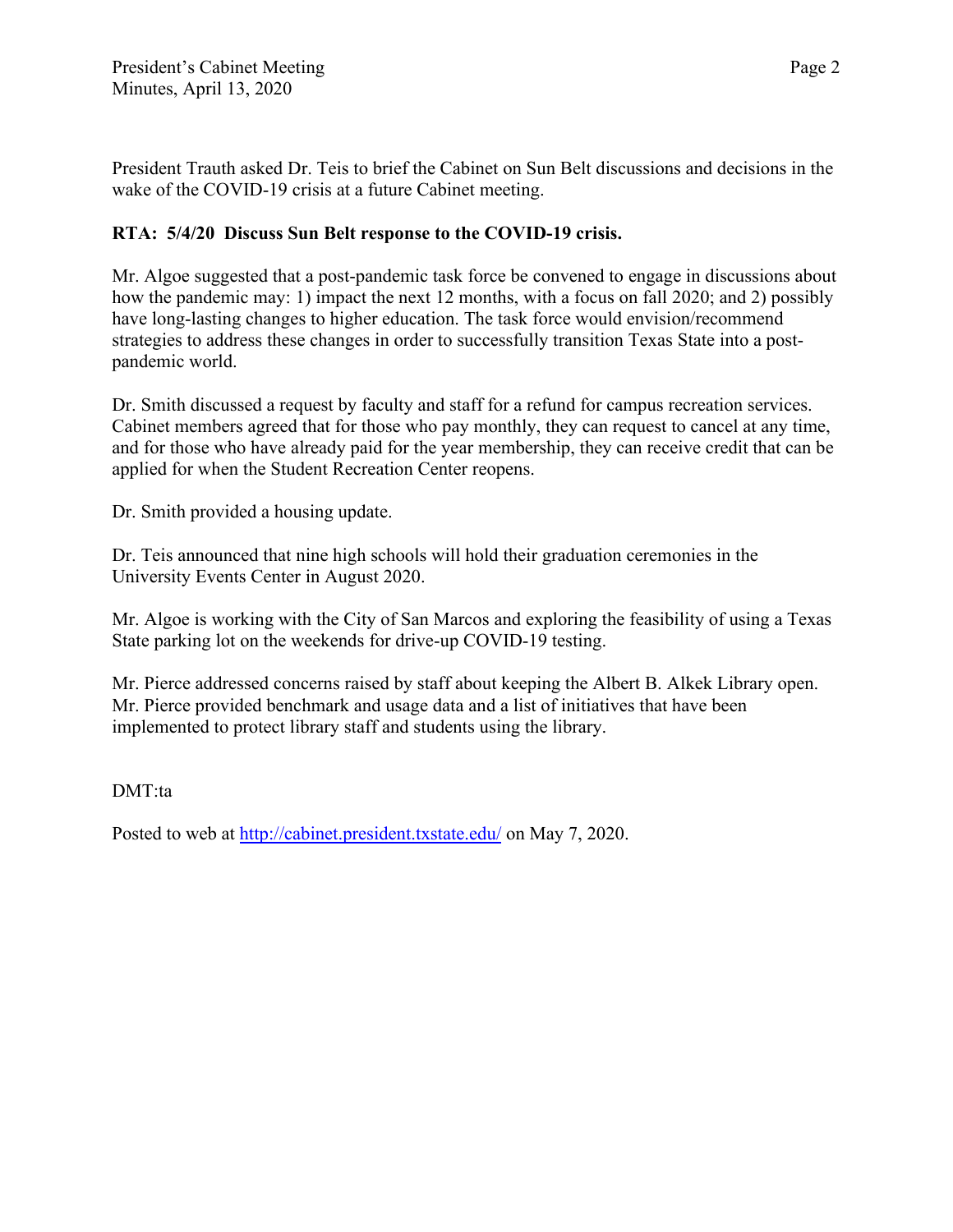President Trauth asked Dr. Teis to brief the Cabinet on Sun Belt discussions and decisions in the wake of the COVID-19 crisis at a future Cabinet meeting.

**RTA: 5/4/20 Discuss Sun Belt response to the COVID-19 crisis.**

Mr. Algoe suggested that a post-pandemic task force be convened to engage in discussions about how the pandemic may: 1) impact the next 12 months, with a focus on fall 2020; and 2) possibly have long-lasting changes to higher education. The task force would envision/recommend strategies to address these changes in order to successfully transition Texas State into a post-pandemic world.

Dr. Smith discussed a request by faculty and staff for a refund for campus recreation services. Cabinet members agreed that for those who pay monthly, they can request to cancel at any time, and for those who have already paid for the year membership, they can receive credit that can be applied for when the Student Recreation Center reopens.

Dr. Smith provided a housing update.

Dr. Teis announced that nine high schools will hold their graduation ceremonies in the University Events Center in August 2020.

Mr. Algoe is working with the City of San Marcos and exploring the feasibility of using a Texas State parking lot on the weekends for drive-up COVID-19 testing.

Mr. Pierce addressed concerns raised by staff about keeping the Albert B. Alkek Library open. Mr. Pierce provided benchmark and usage data and a list of initiatives that have been implemented to protect library staff and students using the library.

DMT:ta

Posted to web at [http://cabinet.president.txstate.edu/](http://cabinet.president.txstate.edu/) on May 7, 2020.